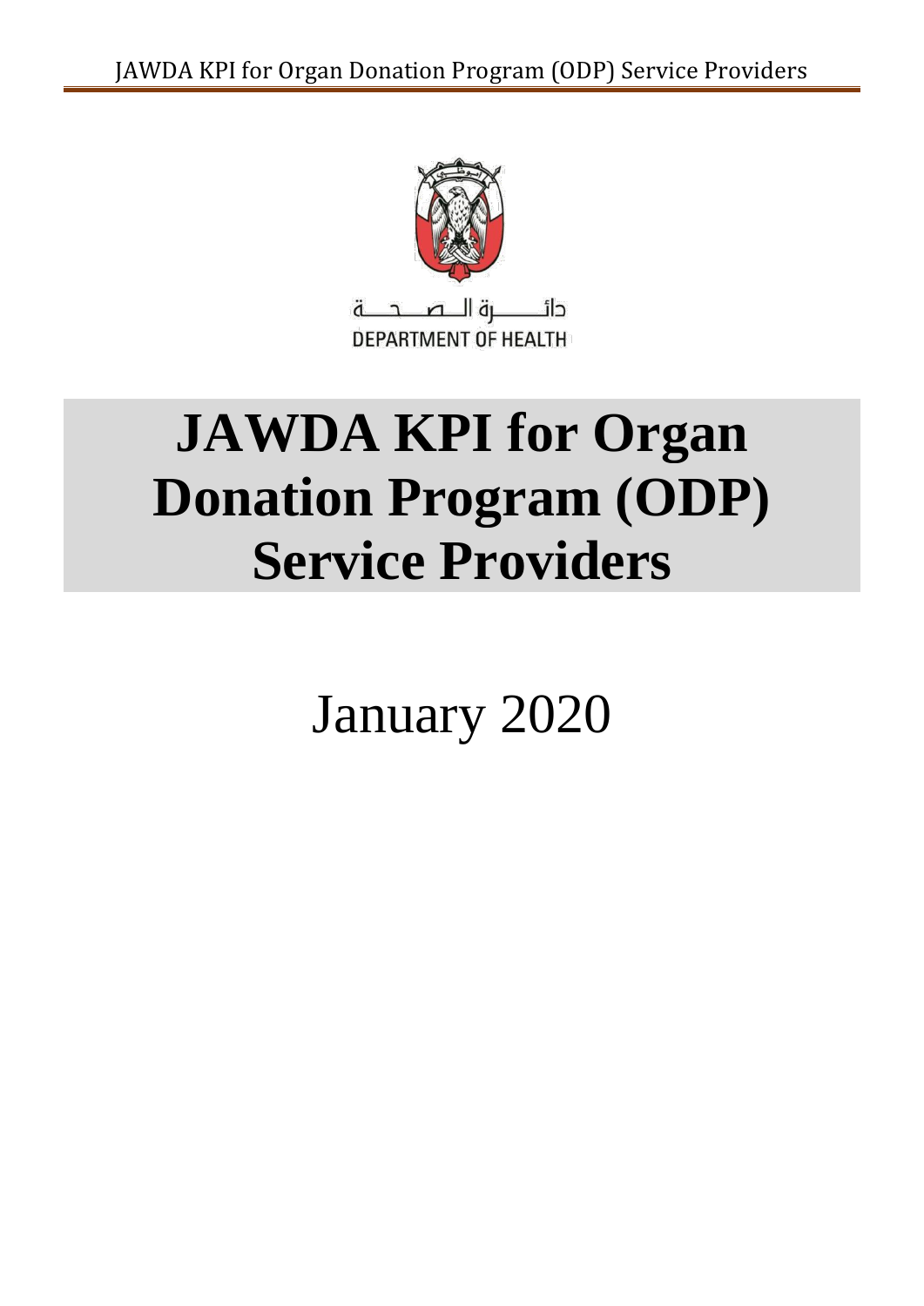دائـــــرة الـــصـــحـــة
DEPARTMENT OF HEALTH

# JAWDA KPI for Organ Donation Program (ODP) Service Providers

January 2020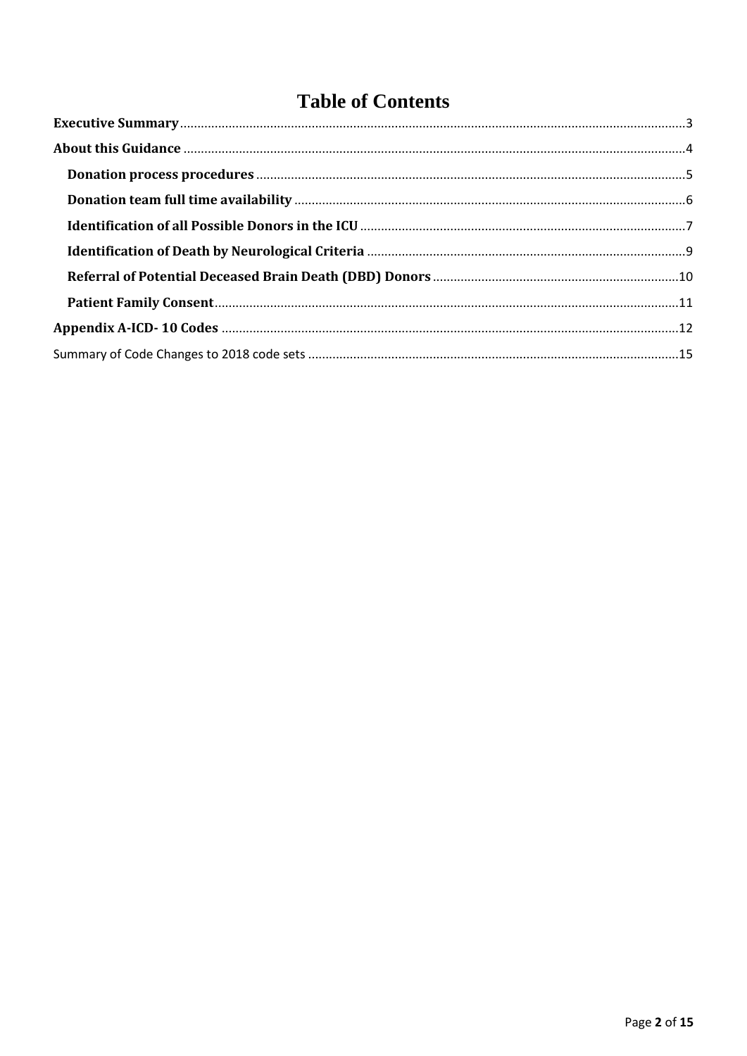# Table of Contents

**Executive Summary** ..... 3

**About this Guidance** ..... 4

- **Donation process procedures** ..... 5
- **Donation team full time availability** ..... 6
- **Identification of all Possible Donors in the ICU** ..... 7
- **Identification of Death by Neurological Criteria** ..... 9
- **Referral of Potential Deceased Brain Death (DBD) Donors** ..... 10
- **Patient Family Consent** ..... 11

**Appendix A-ICD- 10 Codes** ..... 12

Summary of Code Changes to 2018 code sets ..... 15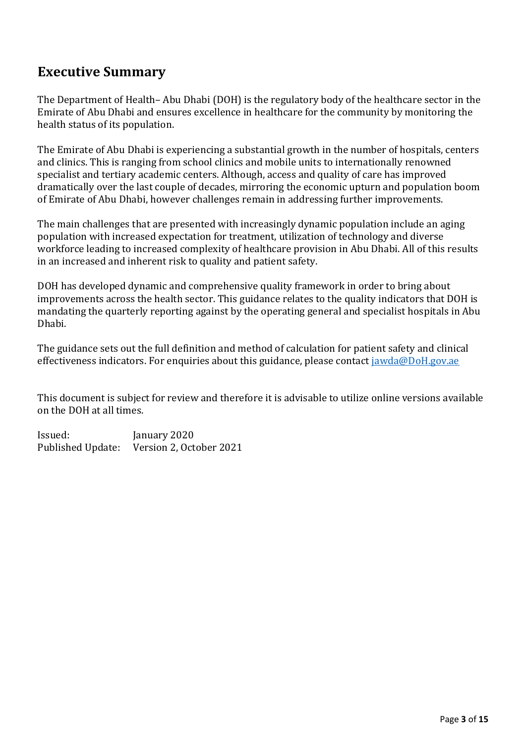## Executive Summary

The Department of Health– Abu Dhabi (DOH) is the regulatory body of the healthcare sector in the Emirate of Abu Dhabi and ensures excellence in healthcare for the community by monitoring the health status of its population.

The Emirate of Abu Dhabi is experiencing a substantial growth in the number of hospitals, centers and clinics. This is ranging from school clinics and mobile units to internationally renowned specialist and tertiary academic centers. Although, access and quality of care has improved dramatically over the last couple of decades, mirroring the economic upturn and population boom of Emirate of Abu Dhabi, however challenges remain in addressing further improvements.

The main challenges that are presented with increasingly dynamic population include an aging population with increased expectation for treatment, utilization of technology and diverse workforce leading to increased complexity of healthcare provision in Abu Dhabi. All of this results in an increased and inherent risk to quality and patient safety.

DOH has developed dynamic and comprehensive quality framework in order to bring about improvements across the health sector. This guidance relates to the quality indicators that DOH is mandating the quarterly reporting against by the operating general and specialist hospitals in Abu Dhabi.

The guidance sets out the full definition and method of calculation for patient safety and clinical effectiveness indicators. For enquiries about this guidance, please contact [jawda@DoH.gov.ae](mailto:jawda@DoH.gov.ae)

This document is subject for review and therefore it is advisable to utilize online versions available on the DOH at all times.

Issued: January 2020
Published Update: Version 2, October 2021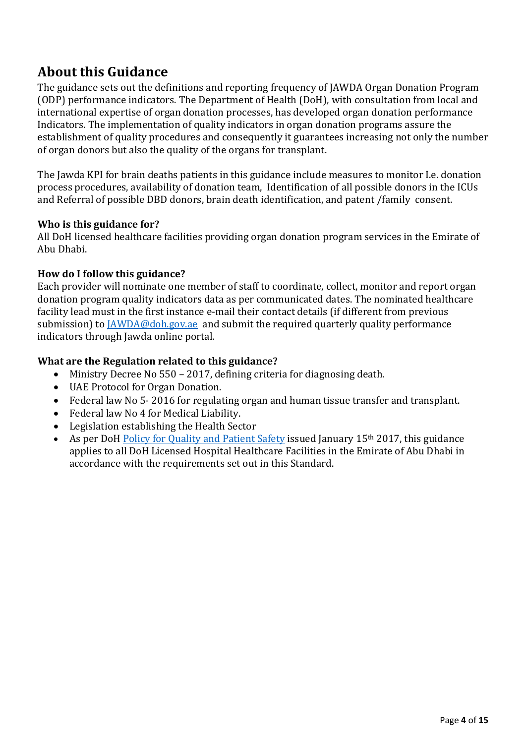## About this Guidance

The guidance sets out the definitions and reporting frequency of JAWDA Organ Donation Program (ODP) performance indicators. The Department of Health (DoH), with consultation from local and international expertise of organ donation processes, has developed organ donation performance Indicators. The implementation of quality indicators in organ donation programs assure the establishment of quality procedures and consequently it guarantees increasing not only the number of organ donors but also the quality of the organs for transplant.

The Jawda KPI for brain deaths patients in this guidance include measures to monitor I.e. donation process procedures, availability of donation team, Identification of all possible donors in the ICUs and Referral of possible DBD donors, brain death identification, and patent /family consent.

**Who is this guidance for?**

All DoH licensed healthcare facilities providing organ donation program services in the Emirate of Abu Dhabi.

**How do I follow this guidance?**

Each provider will nominate one member of staff to coordinate, collect, monitor and report organ donation program quality indicators data as per communicated dates. The nominated healthcare facility lead must in the first instance e-mail their contact details (if different from previous submission) to [JAWDA@doh.gov.ae](mailto:JAWDA@doh.gov.ae) and submit the required quarterly quality performance indicators through Jawda online portal.

**What are the Regulation related to this guidance?**

- Ministry Decree No 550 – 2017, defining criteria for diagnosing death.
- UAE Protocol for Organ Donation.
- Federal law No 5- 2016 for regulating organ and human tissue transfer and transplant.
- Federal law No 4 for Medical Liability.
- Legislation establishing the Health Sector
- As per DoH Policy for Quality and Patient Safety issued January 15th 2017, this guidance applies to all DoH Licensed Hospital Healthcare Facilities in the Emirate of Abu Dhabi in accordance with the requirements set out in this Standard.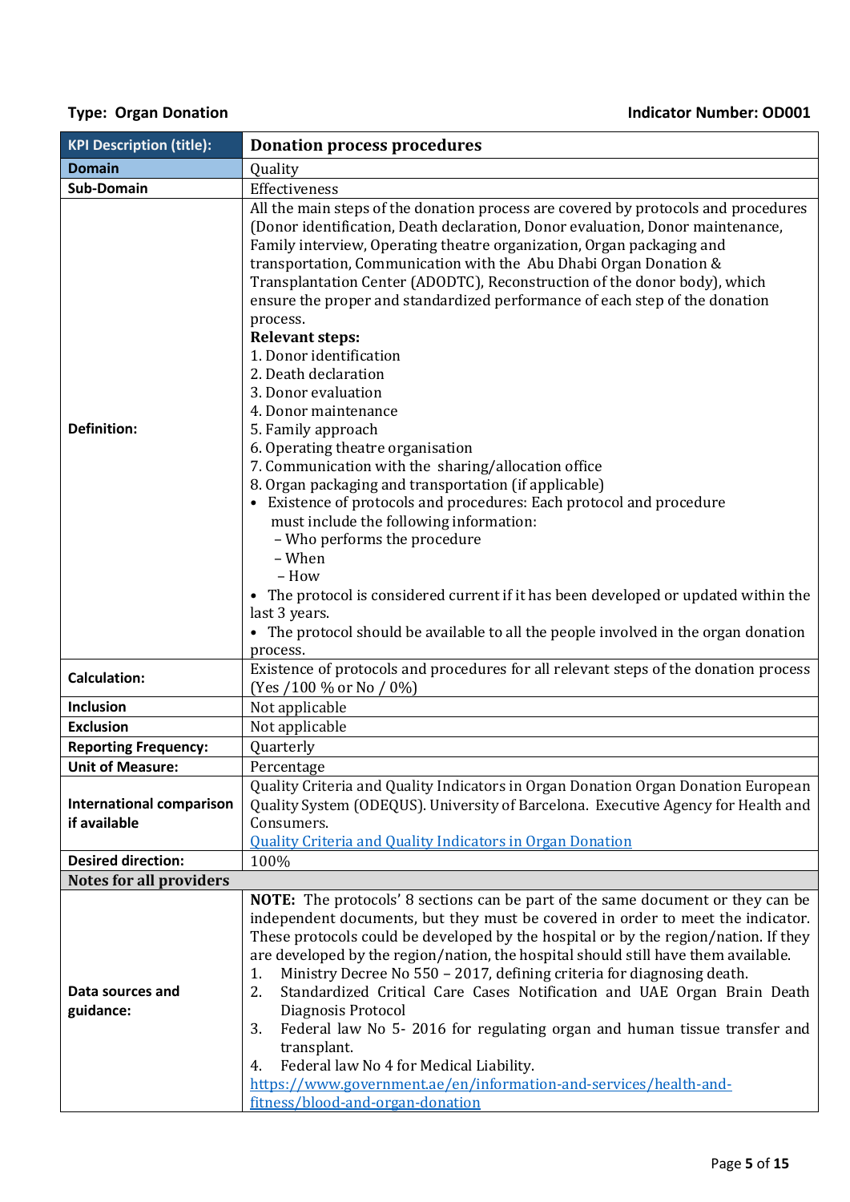**Type: Organ Donation** **Indicator Number: OD001**

| KPI Description (title): | Donation process procedures |
|---|---|
| **Domain** | Quality |
| **Sub-Domain** | Effectiveness |
| **Definition:** | All the main steps of the donation process are covered by protocols and procedures (Donor identification, Death declaration, Donor evaluation, Donor maintenance, Family interview, Operating theatre organization, Organ packaging and transportation, Communication with the Abu Dhabi Organ Donation & Transplantation Center (ADODTC), Reconstruction of the donor body), which ensure the proper and standardized performance of each step of the donation process.<br>**Relevant steps:**<br>1. Donor identification<br>2. Death declaration<br>3. Donor evaluation<br>4. Donor maintenance<br>5. Family approach<br>6. Operating theatre organisation<br>7. Communication with the sharing/allocation office<br>8. Organ packaging and transportation (if applicable)<br>• Existence of protocols and procedures: Each protocol and procedure must include the following information:<br>– Who performs the procedure<br>– When<br>– How<br>• The protocol is considered current if it has been developed or updated within the last 3 years.<br>• The protocol should be available to all the people involved in the organ donation process. |
| **Calculation:** | Existence of protocols and procedures for all relevant steps of the donation process (Yes /100 % or No / 0%) |
| **Inclusion** | Not applicable |
| **Exclusion** | Not applicable |
| **Reporting Frequency:** | Quarterly |
| **Unit of Measure:** | Percentage |
| **International comparison if available** | Quality Criteria and Quality Indicators in Organ Donation Organ Donation European Quality System (ODEQUS). University of Barcelona. Executive Agency for Health and Consumers.<br>[Quality Criteria and Quality Indicators in Organ Donation](Quality Criteria and Quality Indicators in Organ Donation) |
| **Desired direction:** | 100% |
| **Notes for all providers** | |
| **Data sources and guidance:** | **NOTE:** The protocols' 8 sections can be part of the same document or they can be independent documents, but they must be covered in order to meet the indicator. These protocols could be developed by the hospital or by the region/nation. If they are developed by the region/nation, the hospital should still have them available.<br>1. Ministry Decree No 550 – 2017, defining criteria for diagnosing death.<br>2. Standardized Critical Care Cases Notification and UAE Organ Brain Death Diagnosis Protocol<br>3. Federal law No 5- 2016 for regulating organ and human tissue transfer and transplant.<br>4. Federal law No 4 for Medical Liability.<br>https://www.government.ae/en/information-and-services/health-and-fitness/blood-and-organ-donation |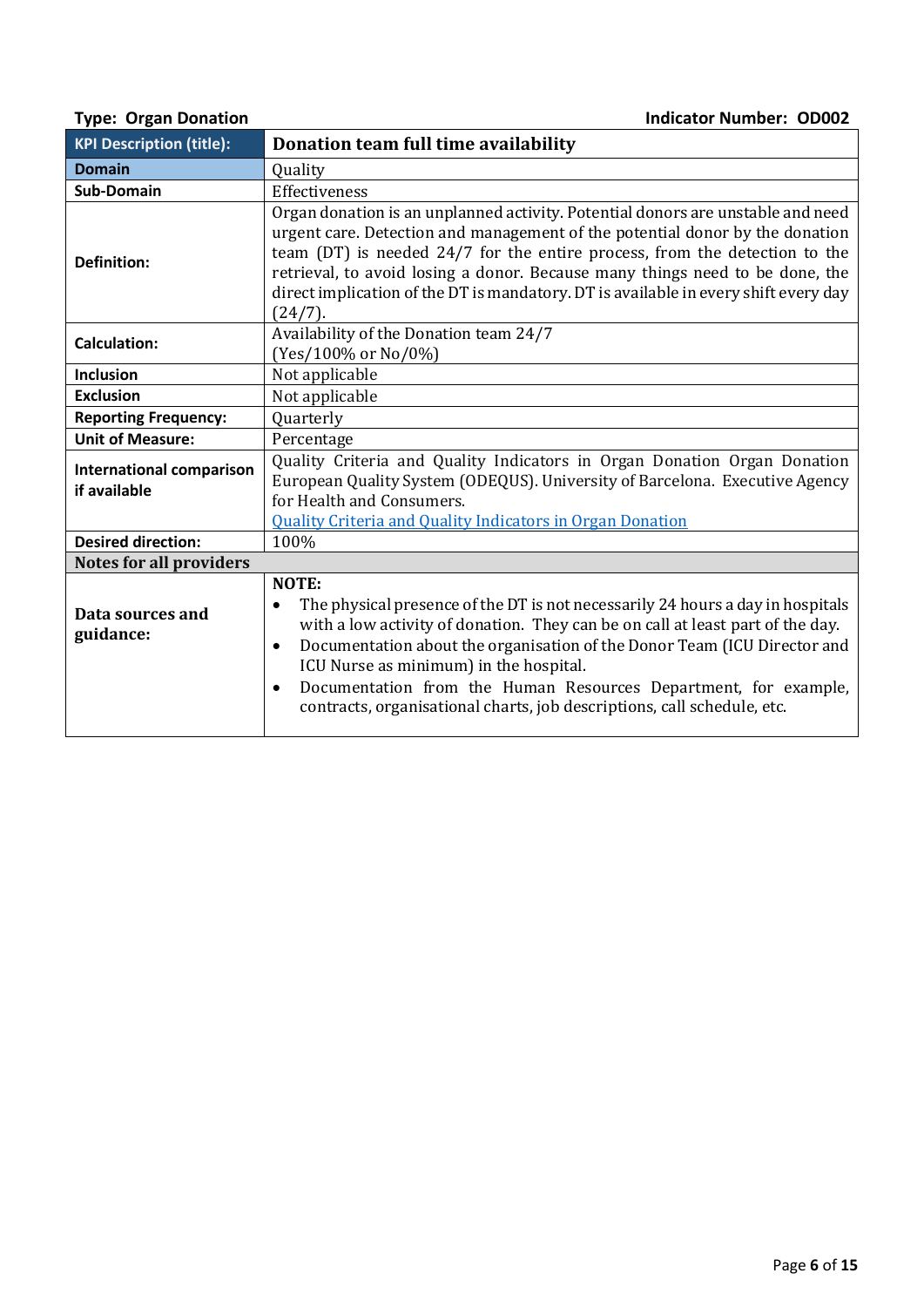**Type: Organ Donation** **Indicator Number: OD002**

| | |
|---|---|
| **KPI Description (title):** | **Donation team full time availability** |
| **Domain** | Quality |
| **Sub-Domain** | Effectiveness |
| **Definition:** | Organ donation is an unplanned activity. Potential donors are unstable and need urgent care. Detection and management of the potential donor by the donation team (DT) is needed 24/7 for the entire process, from the detection to the retrieval, to avoid losing a donor. Because many things need to be done, the direct implication of the DT is mandatory. DT is available in every shift every day (24/7). |
| **Calculation:** | Availability of the Donation team 24/7 (Yes/100% or No/0%) |
| **Inclusion** | Not applicable |
| **Exclusion** | Not applicable |
| **Reporting Frequency:** | Quarterly |
| **Unit of Measure:** | Percentage |
| **International comparison if available** | Quality Criteria and Quality Indicators in Organ Donation Organ Donation European Quality System (ODEQUS). University of Barcelona. Executive Agency for Health and Consumers. [Quality Criteria and Quality Indicators in Organ Donation] |
| **Desired direction:** | 100% |
| **Notes for all providers** | |
| **Data sources and guidance:** | **NOTE:**<br>• The physical presence of the DT is not necessarily 24 hours a day in hospitals with a low activity of donation. They can be on call at least part of the day.<br>• Documentation about the organisation of the Donor Team (ICU Director and ICU Nurse as minimum) in the hospital.<br>• Documentation from the Human Resources Department, for example, contracts, organisational charts, job descriptions, call schedule, etc. |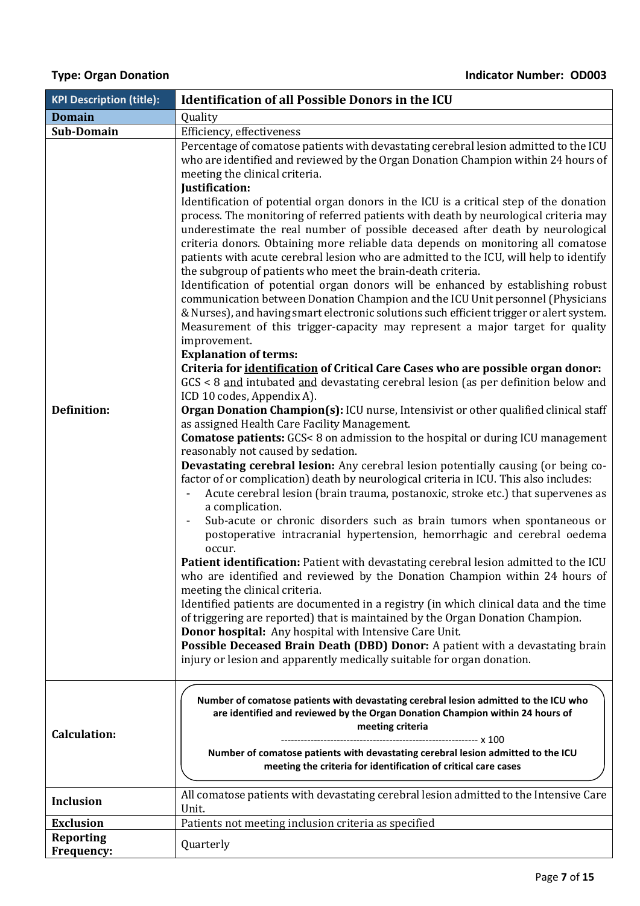**Type: Organ Donation** | **Indicator Number: OD003**

| **KPI Description (title):** | **Identification of all Possible Donors in the ICU** |
|---|---|
| **Domain** | Quality |
| **Sub-Domain** | Efficiency, effectiveness |
| **Definition:** | Percentage of comatose patients with devastating cerebral lesion admitted to the ICU who are identified and reviewed by the Organ Donation Champion within 24 hours of meeting the clinical criteria.<br>**Justification:**<br>Identification of potential organ donors in the ICU is a critical step of the donation process. The monitoring of referred patients with death by neurological criteria may underestimate the real number of possible deceased after death by neurological criteria donors. Obtaining more reliable data depends on monitoring all comatose patients with acute cerebral lesion who are admitted to the ICU, will help to identify the subgroup of patients who meet the brain-death criteria.<br>Identification of potential organ donors will be enhanced by establishing robust communication between Donation Champion and the ICU Unit personnel (Physicians & Nurses), and having smart electronic solutions such efficient trigger or alert system. Measurement of this trigger-capacity may represent a major target for quality improvement.<br>**Explanation of terms:**<br>**Criteria for <u>identification</u> of Critical Care Cases who are possible organ donor:** GCS < 8 <u>and</u> intubated <u>and</u> devastating cerebral lesion (as per definition below and ICD 10 codes, Appendix A).<br>**Organ Donation Champion(s):** ICU nurse, Intensivist or other qualified clinical staff as assigned Health Care Facility Management.<br>**Comatose patients:** GCS< 8 on admission to the hospital or during ICU management reasonably not caused by sedation.<br>**Devastating cerebral lesion:** Any cerebral lesion potentially causing (or being co-factor of or complication) death by neurological criteria in ICU. This also includes:<br>- Acute cerebral lesion (brain trauma, postanoxic, stroke etc.) that supervenes as a complication.<br>- Sub-acute or chronic disorders such as brain tumors when spontaneous or postoperative intracranial hypertension, hemorrhagic and cerebral oedema occur.<br>**Patient identification:** Patient with devastating cerebral lesion admitted to the ICU who are identified and reviewed by the Donation Champion within 24 hours of meeting the clinical criteria.<br>Identified patients are documented in a registry (in which clinical data and the time of triggering are reported) that is maintained by the Organ Donation Champion.<br>**Donor hospital:** Any hospital with Intensive Care Unit.<br>**Possible Deceased Brain Death (DBD) Donor:** A patient with a devastating brain injury or lesion and apparently medically suitable for organ donation. |
| **Calculation:** | **Number of comatose patients with devastating cerebral lesion admitted to the ICU who are identified and reviewed by the Organ Donation Champion within 24 hours of meeting criteria**<br>------------------------------------------------------------ x 100<br>**Number of comatose patients with devastating cerebral lesion admitted to the ICU meeting the criteria for identification of critical care cases** |
| **Inclusion** | All comatose patients with devastating cerebral lesion admitted to the Intensive Care Unit. |
| **Exclusion** | Patients not meeting inclusion criteria as specified |
| **Reporting Frequency:** | Quarterly |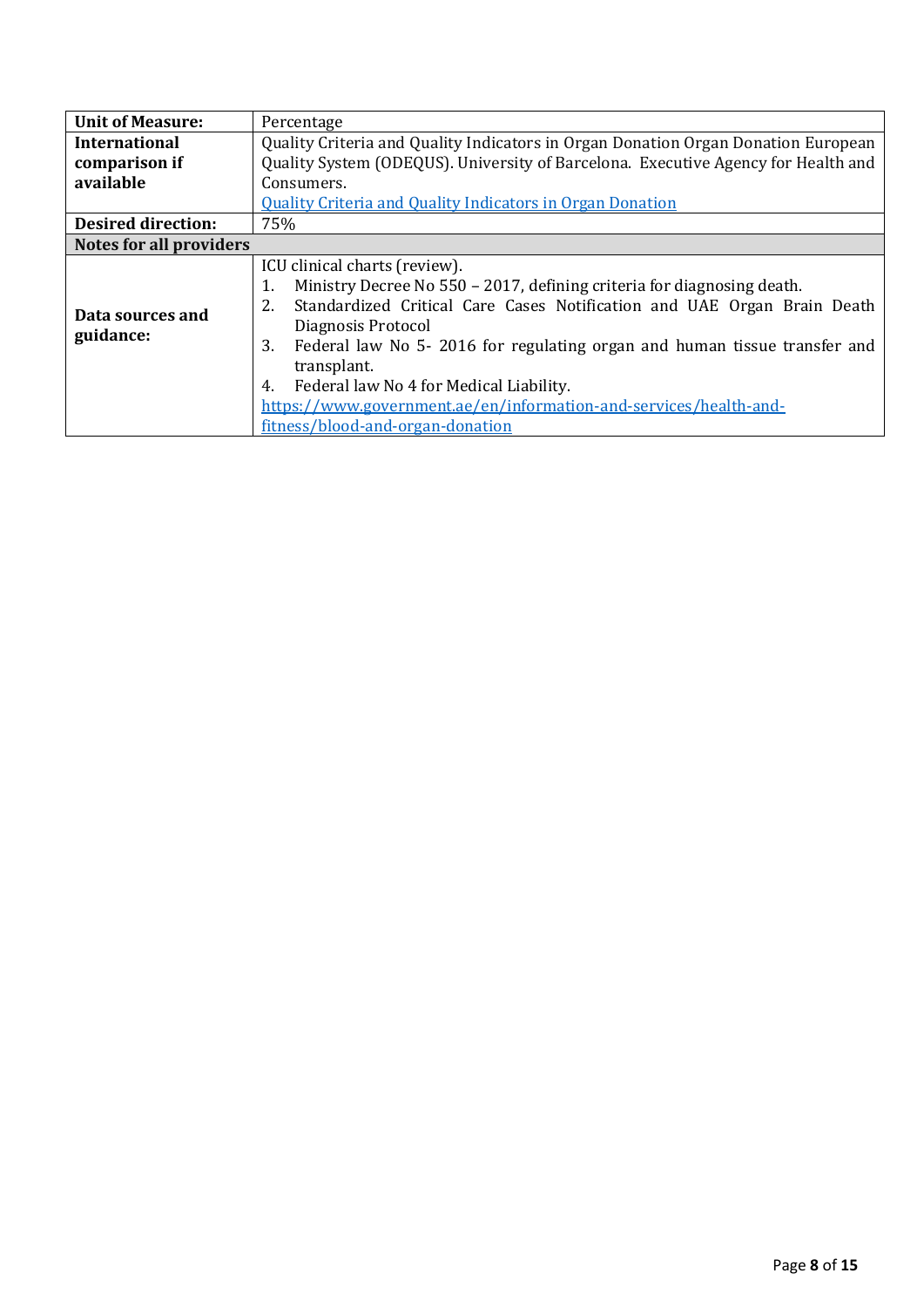| | |
|---|---|
| **Unit of Measure:** | Percentage |
| **International comparison if available** | Quality Criteria and Quality Indicators in Organ Donation Organ Donation European Quality System (ODEQUS). University of Barcelona. Executive Agency for Health and Consumers. [Quality Criteria and Quality Indicators in Organ Donation](Quality Criteria and Quality Indicators in Organ Donation) |
| **Desired direction:** | 75% |
| **Notes for all providers** | |
| **Data sources and guidance:** | ICU clinical charts (review).<br>1. Ministry Decree No 550 – 2017, defining criteria for diagnosing death.<br>2. Standardized Critical Care Cases Notification and UAE Organ Brain Death Diagnosis Protocol<br>3. Federal law No 5- 2016 for regulating organ and human tissue transfer and transplant.<br>4. Federal law No 4 for Medical Liability.<br>https://www.government.ae/en/information-and-services/health-and-fitness/blood-and-organ-donation |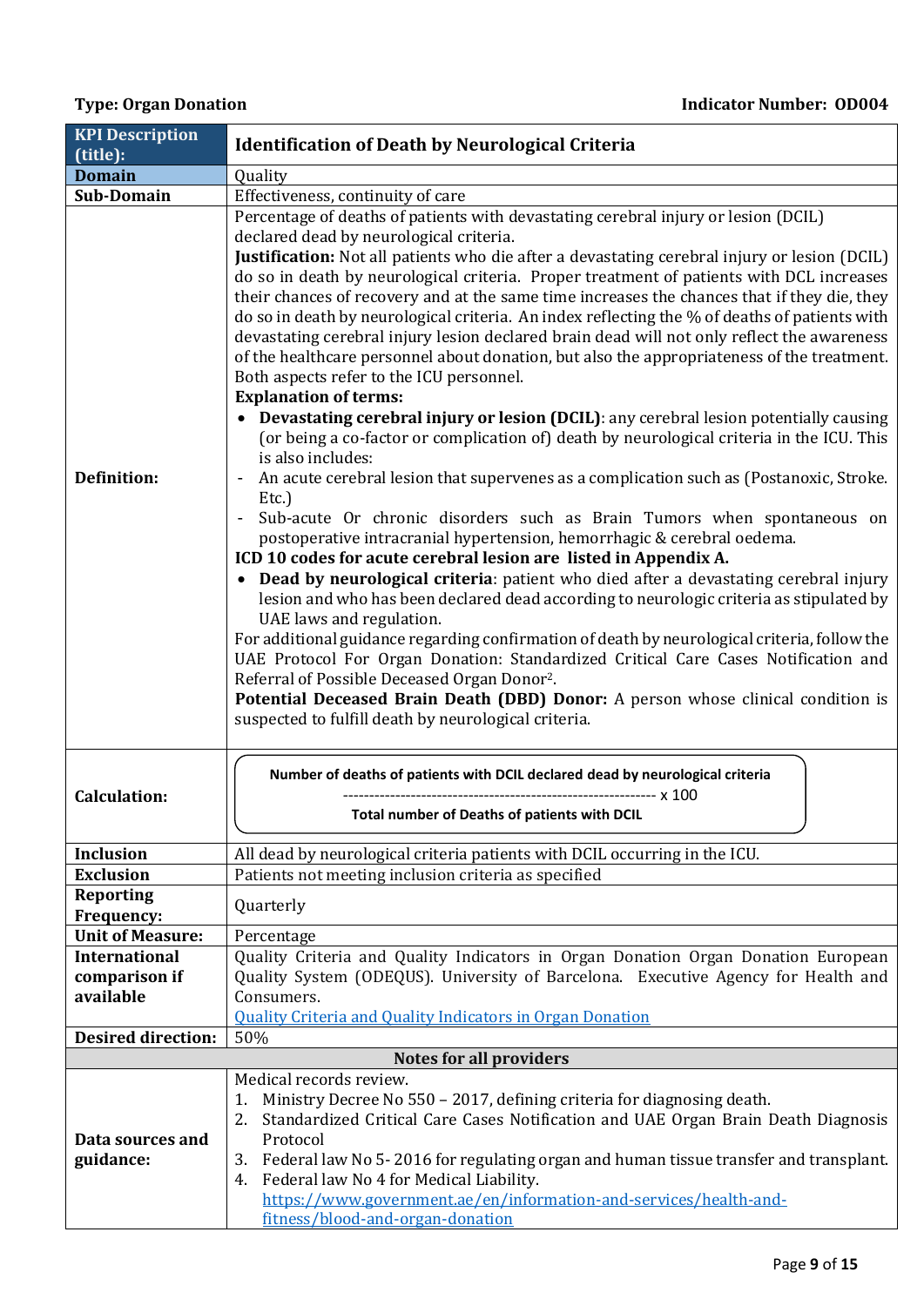**Type: Organ Donation** **Indicator Number: OD004**

| | |
|---|---|
| **KPI Description (title):** | **Identification of Death by Neurological Criteria** |
| **Domain** | Quality |
| **Sub-Domain** | Effectiveness, continuity of care |
| **Definition:** | Percentage of deaths of patients with devastating cerebral injury or lesion (DCIL) declared dead by neurological criteria.<br>**Justification:** Not all patients who die after a devastating cerebral injury or lesion (DCIL) do so in death by neurological criteria. Proper treatment of patients with DCL increases their chances of recovery and at the same time increases the chances that if they die, they do so in death by neurological criteria. An index reflecting the % of deaths of patients with devastating cerebral injury lesion declared brain dead will not only reflect the awareness of the healthcare personnel about donation, but also the appropriateness of the treatment. Both aspects refer to the ICU personnel.<br>**Explanation of terms:**<br>• **Devastating cerebral injury or lesion (DCIL)**: any cerebral lesion potentially causing (or being a co-factor or complication of) death by neurological criteria in the ICU. This is also includes:<br>- An acute cerebral lesion that supervenes as a complication such as (Postanoxic, Stroke. Etc.)<br>- Sub-acute Or chronic disorders such as Brain Tumors when spontaneous on postoperative intracranial hypertension, hemorrhagic & cerebral oedema.<br>**ICD 10 codes for acute cerebral lesion are listed in Appendix A.**<br>• **Dead by neurological criteria**: patient who died after a devastating cerebral injury lesion and who has been declared dead according to neurologic criteria as stipulated by UAE laws and regulation.<br>For additional guidance regarding confirmation of death by neurological criteria, follow the UAE Protocol For Organ Donation: Standardized Critical Care Cases Notification and Referral of Possible Deceased Organ Donor[2].<br>**Potential Deceased Brain Death (DBD) Donor:** A person whose clinical condition is suspected to fulfill death by neurological criteria. |
| **Calculation:** | $$\frac{\text{Number of deaths of patients with DCIL declared dead by neurological criteria}}{\text{Total number of Deaths of patients with DCIL}} \times 100$$ |
| **Inclusion** | All dead by neurological criteria patients with DCIL occurring in the ICU. |
| **Exclusion** | Patients not meeting inclusion criteria as specified |
| **Reporting Frequency:** | Quarterly |
| **Unit of Measure:** | Percentage |
| **International comparison if available** | Quality Criteria and Quality Indicators in Organ Donation Organ Donation European Quality System (ODEQUS). University of Barcelona. Executive Agency for Health and Consumers.<br>Quality Criteria and Quality Indicators in Organ Donation |
| **Desired direction:** | 50% |
| **Notes for all providers** | |
| **Data sources and guidance:** | Medical records review.<br>1. Ministry Decree No 550 – 2017, defining criteria for diagnosing death.<br>2. Standardized Critical Care Cases Notification and UAE Organ Brain Death Diagnosis Protocol<br>3. Federal law No 5- 2016 for regulating organ and human tissue transfer and transplant.<br>4. Federal law No 4 for Medical Liability.<br>https://www.government.ae/en/information-and-services/health-and-fitness/blood-and-organ-donation |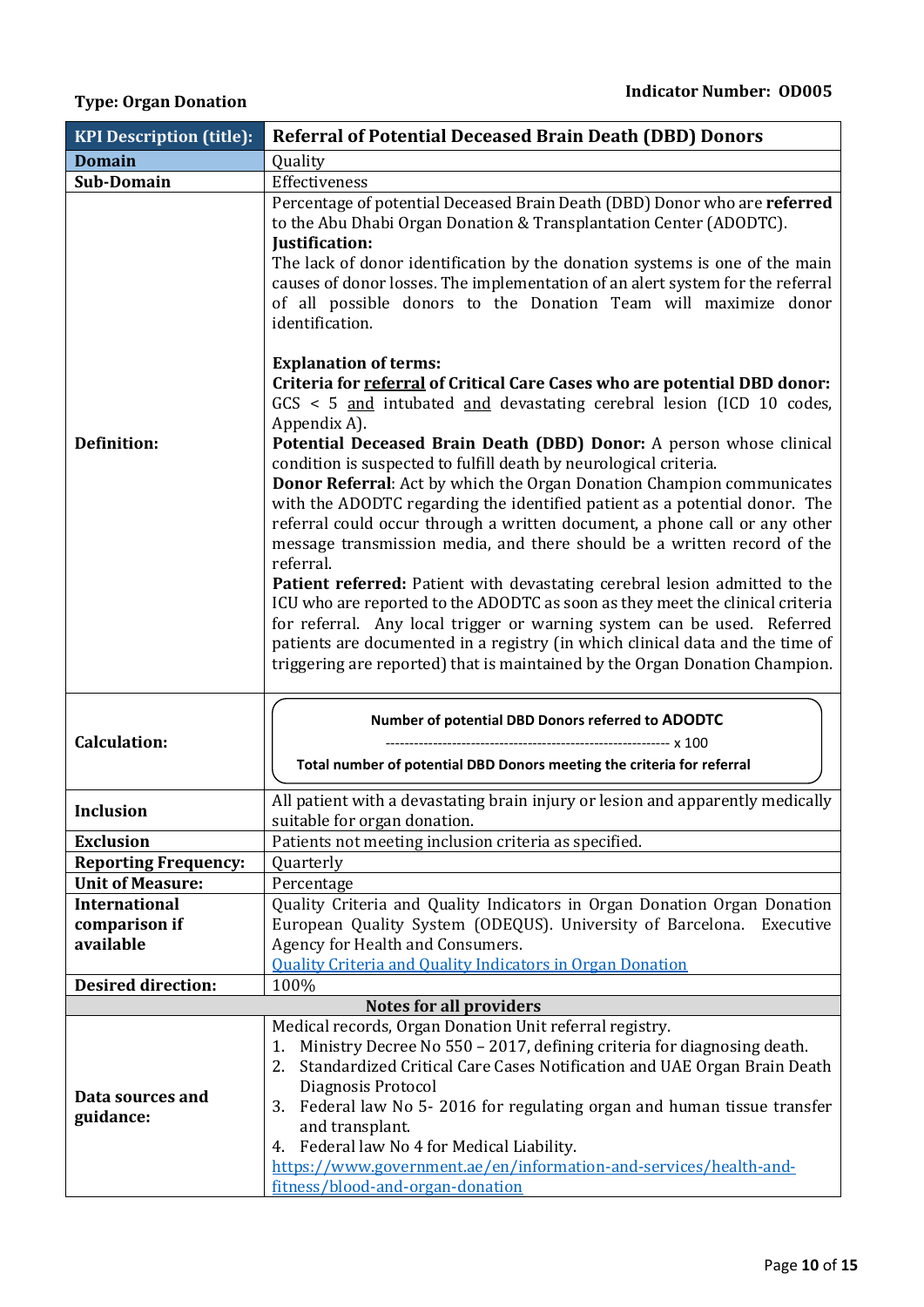**Type: Organ Donation** **Indicator Number: OD005**

| KPI Description (title): | Referral of Potential Deceased Brain Death (DBD) Donors |
|---|---|
| **Domain** | Quality |
| **Sub-Domain** | Effectiveness |
| **Definition:** | Percentage of potential Deceased Brain Death (DBD) Donor who are **referred** to the Abu Dhabi Organ Donation & Transplantation Center (ADODTC).<br>**Justification:**<br>The lack of donor identification by the donation systems is one of the main causes of donor losses. The implementation of an alert system for the referral of all possible donors to the Donation Team will maximize donor identification.<br><br>**Explanation of terms:**<br>**Criteria for referral of Critical Care Cases who are potential DBD donor:** GCS < 5 and intubated and devastating cerebral lesion (ICD 10 codes, Appendix A).<br>**Potential Deceased Brain Death (DBD) Donor:** A person whose clinical condition is suspected to fulfill death by neurological criteria.<br>**Donor Referral**: Act by which the Organ Donation Champion communicates with the ADODTC regarding the identified patient as a potential donor. The referral could occur through a written document, a phone call or any other message transmission media, and there should be a written record of the referral.<br>**Patient referred:** Patient with devastating cerebral lesion admitted to the ICU who are reported to the ADODTC as soon as they meet the clinical criteria for referral. Any local trigger or warning system can be used. Referred patients are documented in a registry (in which clinical data and the time of triggering are reported) that is maintained by the Organ Donation Champion. |
| **Calculation:** | $$\frac{\text{Number of potential DBD Donors referred to ADODTC}}{\text{Total number of potential DBD Donors meeting the criteria for referral}} \times 100$$ |
| **Inclusion** | All patient with a devastating brain injury or lesion and apparently medically suitable for organ donation. |
| **Exclusion** | Patients not meeting inclusion criteria as specified. |
| **Reporting Frequency:** | Quarterly |
| **Unit of Measure:** | Percentage |
| **International comparison if available** | Quality Criteria and Quality Indicators in Organ Donation Organ Donation European Quality System (ODEQUS). University of Barcelona. Executive Agency for Health and Consumers.<br>[Quality Criteria and Quality Indicators in Organ Donation](Quality Criteria and Quality Indicators in Organ Donation) |
| **Desired direction:** | 100% |
| **Notes for all providers** | |
| **Data sources and guidance:** | Medical records, Organ Donation Unit referral registry.<br>1. Ministry Decree No 550 – 2017, defining criteria for diagnosing death.<br>2. Standardized Critical Care Cases Notification and UAE Organ Brain Death Diagnosis Protocol<br>3. Federal law No 5- 2016 for regulating organ and human tissue transfer and transplant.<br>4. Federal law No 4 for Medical Liability.<br>https://www.government.ae/en/information-and-services/health-and-fitness/blood-and-organ-donation |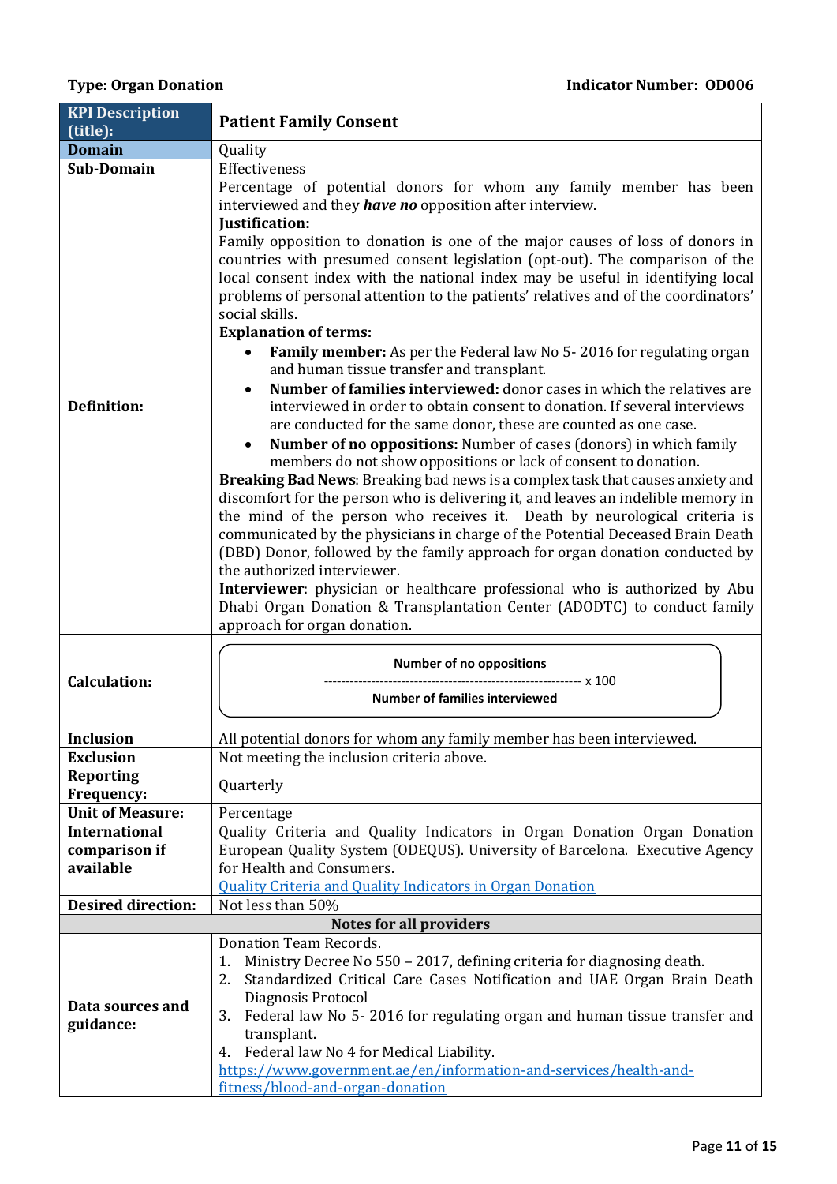**Type: Organ Donation** **Indicator Number: OD006**

| | |
|---|---|
| **KPI Description (title):** | **Patient Family Consent** |
| **Domain** | Quality |
| **Sub-Domain** | Effectiveness |
| **Definition:** | Percentage of potential donors for whom any family member has been interviewed and they ***have no*** opposition after interview.<br>**Justification:**<br>Family opposition to donation is one of the major causes of loss of donors in countries with presumed consent legislation (opt-out). The comparison of the local consent index with the national index may be useful in identifying local problems of personal attention to the patients' relatives and of the coordinators' social skills.<br>**Explanation of terms:**<br>• **Family member:** As per the Federal law No 5- 2016 for regulating organ and human tissue transfer and transplant.<br>• **Number of families interviewed:** donor cases in which the relatives are interviewed in order to obtain consent to donation. If several interviews are conducted for the same donor, these are counted as one case.<br>• **Number of no oppositions:** Number of cases (donors) in which family members do not show oppositions or lack of consent to donation.<br>**Breaking Bad News**: Breaking bad news is a complex task that causes anxiety and discomfort for the person who is delivering it, and leaves an indelible memory in the mind of the person who receives it. Death by neurological criteria is communicated by the physicians in charge of the Potential Deceased Brain Death (DBD) Donor, followed by the family approach for organ donation conducted by the authorized interviewer.<br>**Interviewer**: physician or healthcare professional who is authorized by Abu Dhabi Organ Donation & Transplantation Center (ADODTC) to conduct family approach for organ donation. |
| **Calculation:** | $$\frac{\text{Number of no oppositions}}{\text{Number of families interviewed}} \times 100$$ |
| **Inclusion** | All potential donors for whom any family member has been interviewed. |
| **Exclusion** | Not meeting the inclusion criteria above. |
| **Reporting Frequency:** | Quarterly |
| **Unit of Measure:** | Percentage |
| **International comparison if available** | Quality Criteria and Quality Indicators in Organ Donation Organ Donation European Quality System (ODEQUS). University of Barcelona. Executive Agency for Health and Consumers.<br>Quality Criteria and Quality Indicators in Organ Donation |
| **Desired direction:** | Not less than 50% |
| **Notes for all providers** | |
| **Data sources and guidance:** | Donation Team Records.<br>1. Ministry Decree No 550 – 2017, defining criteria for diagnosing death.<br>2. Standardized Critical Care Cases Notification and UAE Organ Brain Death Diagnosis Protocol<br>3. Federal law No 5- 2016 for regulating organ and human tissue transfer and transplant.<br>4. Federal law No 4 for Medical Liability.<br>https://www.government.ae/en/information-and-services/health-and-fitness/blood-and-organ-donation |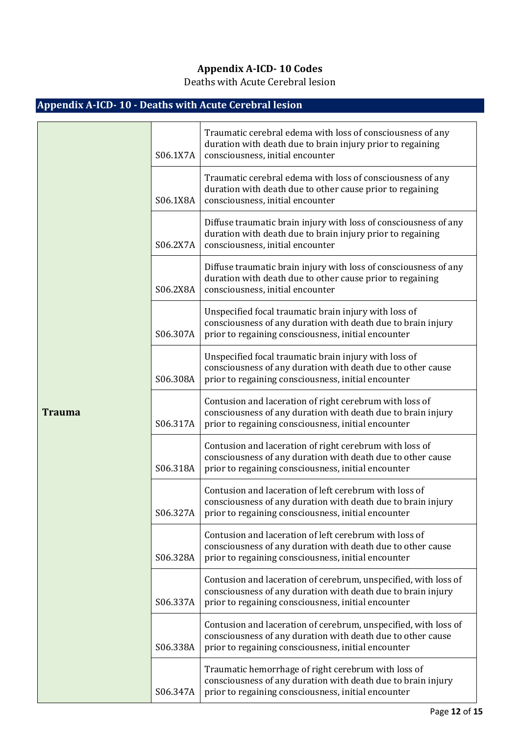# Appendix A-ICD- 10 Codes

Deaths with Acute Cerebral lesion

## Appendix A-ICD- 10 - Deaths with Acute Cerebral lesion

| | | |
|---|---|---|
| **Trauma** | S06.1X7A | Traumatic cerebral edema with loss of consciousness of any duration with death due to brain injury prior to regaining consciousness, initial encounter |
| | S06.1X8A | Traumatic cerebral edema with loss of consciousness of any duration with death due to other cause prior to regaining consciousness, initial encounter |
| | S06.2X7A | Diffuse traumatic brain injury with loss of consciousness of any duration with death due to brain injury prior to regaining consciousness, initial encounter |
| | S06.2X8A | Diffuse traumatic brain injury with loss of consciousness of any duration with death due to other cause prior to regaining consciousness, initial encounter |
| | S06.307A | Unspecified focal traumatic brain injury with loss of consciousness of any duration with death due to brain injury prior to regaining consciousness, initial encounter |
| | S06.308A | Unspecified focal traumatic brain injury with loss of consciousness of any duration with death due to other cause prior to regaining consciousness, initial encounter |
| | S06.317A | Contusion and laceration of right cerebrum with loss of consciousness of any duration with death due to brain injury prior to regaining consciousness, initial encounter |
| | S06.318A | Contusion and laceration of right cerebrum with loss of consciousness of any duration with death due to other cause prior to regaining consciousness, initial encounter |
| | S06.327A | Contusion and laceration of left cerebrum with loss of consciousness of any duration with death due to brain injury prior to regaining consciousness, initial encounter |
| | S06.328A | Contusion and laceration of left cerebrum with loss of consciousness of any duration with death due to other cause prior to regaining consciousness, initial encounter |
| | S06.337A | Contusion and laceration of cerebrum, unspecified, with loss of consciousness of any duration with death due to brain injury prior to regaining consciousness, initial encounter |
| | S06.338A | Contusion and laceration of cerebrum, unspecified, with loss of consciousness of any duration with death due to other cause prior to regaining consciousness, initial encounter |
| | S06.347A | Traumatic hemorrhage of right cerebrum with loss of consciousness of any duration with death due to brain injury prior to regaining consciousness, initial encounter |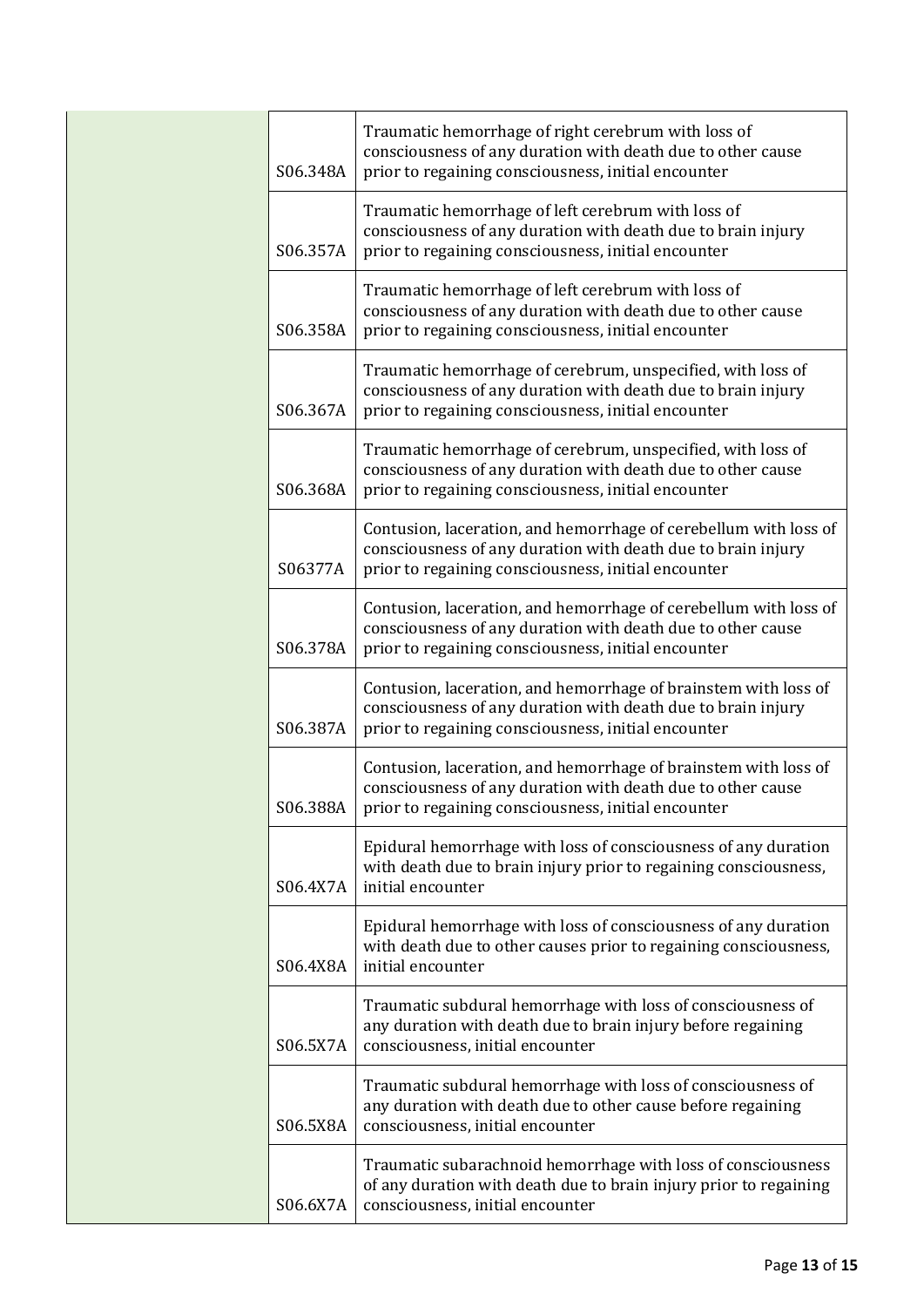| | | |
|---|---|---|
| | S06.348A | Traumatic hemorrhage of right cerebrum with loss of consciousness of any duration with death due to other cause prior to regaining consciousness, initial encounter |
| | S06.357A | Traumatic hemorrhage of left cerebrum with loss of consciousness of any duration with death due to brain injury prior to regaining consciousness, initial encounter |
| | S06.358A | Traumatic hemorrhage of left cerebrum with loss of consciousness of any duration with death due to other cause prior to regaining consciousness, initial encounter |
| | S06.367A | Traumatic hemorrhage of cerebrum, unspecified, with loss of consciousness of any duration with death due to brain injury prior to regaining consciousness, initial encounter |
| | S06.368A | Traumatic hemorrhage of cerebrum, unspecified, with loss of consciousness of any duration with death due to other cause prior to regaining consciousness, initial encounter |
| | S06377A | Contusion, laceration, and hemorrhage of cerebellum with loss of consciousness of any duration with death due to brain injury prior to regaining consciousness, initial encounter |
| | S06.378A | Contusion, laceration, and hemorrhage of cerebellum with loss of consciousness of any duration with death due to other cause prior to regaining consciousness, initial encounter |
| | S06.387A | Contusion, laceration, and hemorrhage of brainstem with loss of consciousness of any duration with death due to brain injury prior to regaining consciousness, initial encounter |
| | S06.388A | Contusion, laceration, and hemorrhage of brainstem with loss of consciousness of any duration with death due to other cause prior to regaining consciousness, initial encounter |
| | S06.4X7A | Epidural hemorrhage with loss of consciousness of any duration with death due to brain injury prior to regaining consciousness, initial encounter |
| | S06.4X8A | Epidural hemorrhage with loss of consciousness of any duration with death due to other causes prior to regaining consciousness, initial encounter |
| | S06.5X7A | Traumatic subdural hemorrhage with loss of consciousness of any duration with death due to brain injury before regaining consciousness, initial encounter |
| | S06.5X8A | Traumatic subdural hemorrhage with loss of consciousness of any duration with death due to other cause before regaining consciousness, initial encounter |
| | S06.6X7A | Traumatic subarachnoid hemorrhage with loss of consciousness of any duration with death due to brain injury prior to regaining consciousness, initial encounter |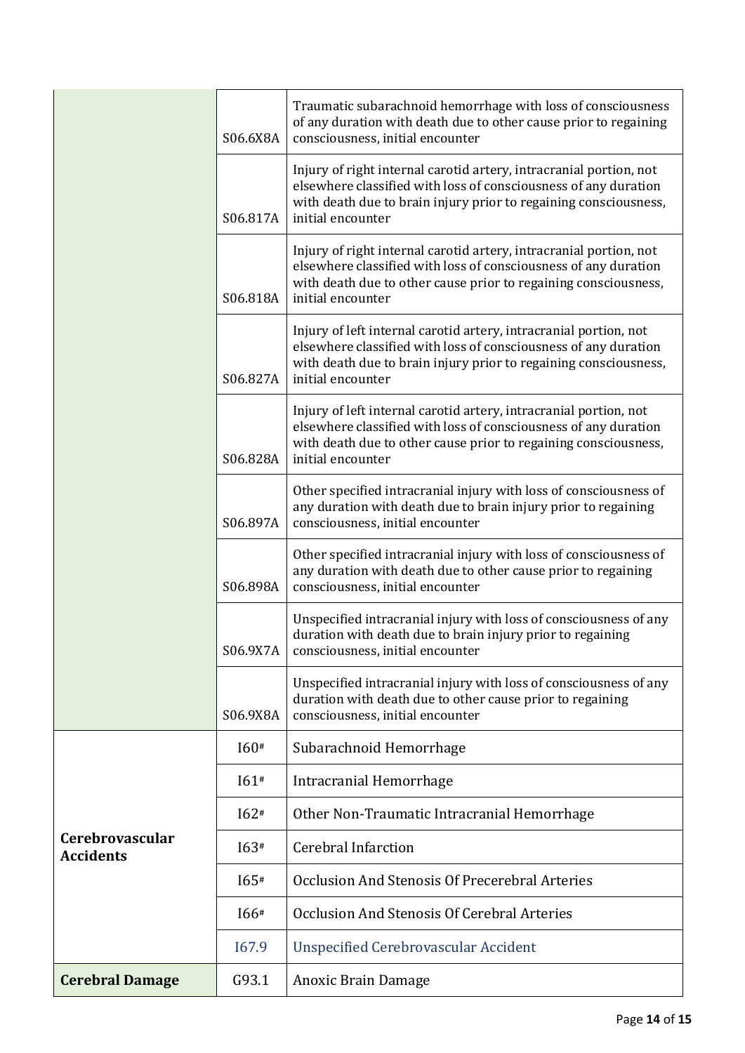| | | |
|---|---|---|
| | S06.6X8A | Traumatic subarachnoid hemorrhage with loss of consciousness of any duration with death due to other cause prior to regaining consciousness, initial encounter |
| | S06.817A | Injury of right internal carotid artery, intracranial portion, not elsewhere classified with loss of consciousness of any duration with death due to brain injury prior to regaining consciousness, initial encounter |
| | S06.818A | Injury of right internal carotid artery, intracranial portion, not elsewhere classified with loss of consciousness of any duration with death due to other cause prior to regaining consciousness, initial encounter |
| | S06.827A | Injury of left internal carotid artery, intracranial portion, not elsewhere classified with loss of consciousness of any duration with death due to brain injury prior to regaining consciousness, initial encounter |
| | S06.828A | Injury of left internal carotid artery, intracranial portion, not elsewhere classified with loss of consciousness of any duration with death due to other cause prior to regaining consciousness, initial encounter |
| | S06.897A | Other specified intracranial injury with loss of consciousness of any duration with death due to brain injury prior to regaining consciousness, initial encounter |
| | S06.898A | Other specified intracranial injury with loss of consciousness of any duration with death due to other cause prior to regaining consciousness, initial encounter |
| | S06.9X7A | Unspecified intracranial injury with loss of consciousness of any duration with death due to brain injury prior to regaining consciousness, initial encounter |
| | S06.9X8A | Unspecified intracranial injury with loss of consciousness of any duration with death due to other cause prior to regaining consciousness, initial encounter |
| **Cerebrovascular Accidents** | I60# | Subarachnoid Hemorrhage |
| | I61# | Intracranial Hemorrhage |
| | I62# | Other Non-Traumatic Intracranial Hemorrhage |
| | I63# | Cerebral Infarction |
| | I65# | Occlusion And Stenosis Of Precerebral Arteries |
| | I66# | Occlusion And Stenosis Of Cerebral Arteries |
| | I67.9 | Unspecified Cerebrovascular Accident |
| **Cerebral Damage** | G93.1 | Anoxic Brain Damage |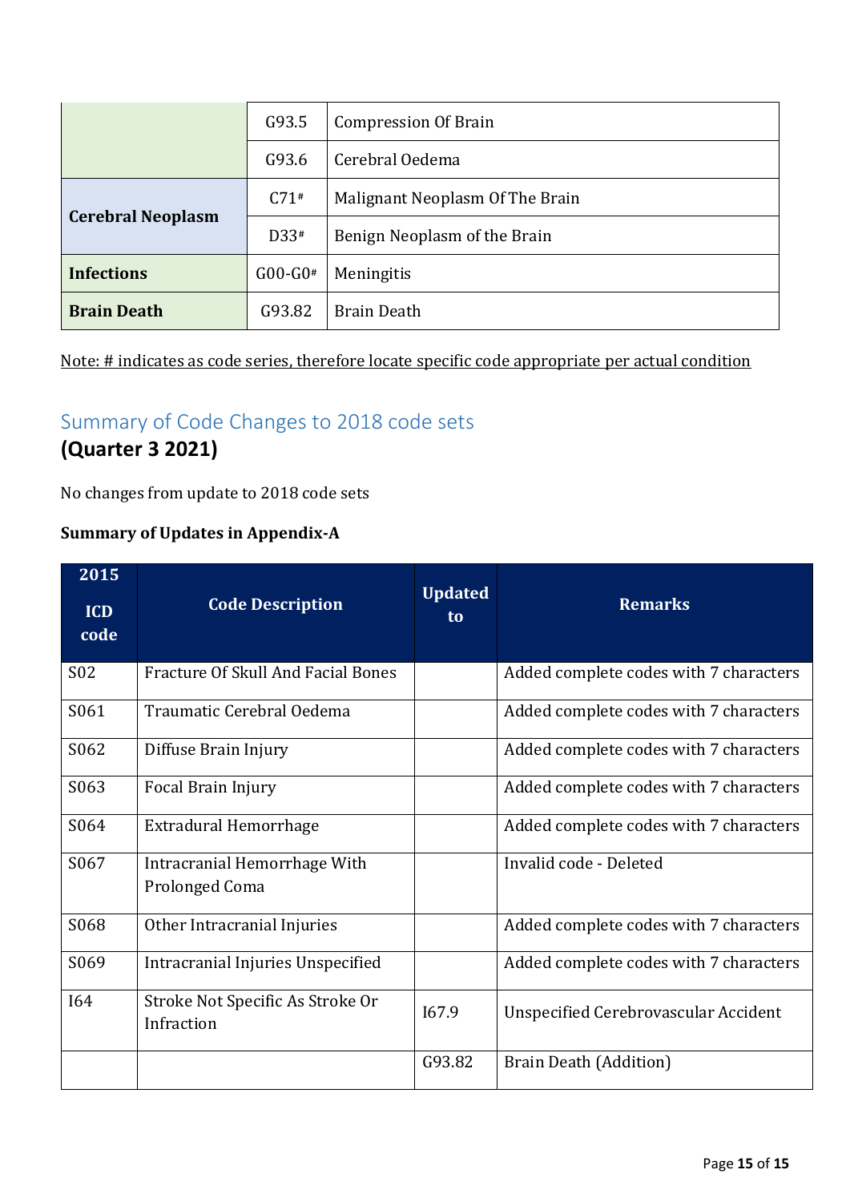| | | |
|---|---|---|
| | G93.5 | Compression Of Brain |
| | G93.6 | Cerebral Oedema |
| **Cerebral Neoplasm** | C71# | Malignant Neoplasm Of The Brain |
| | D33# | Benign Neoplasm of the Brain |
| **Infections** | G00-G0# | Meningitis |
| **Brain Death** | G93.82 | Brain Death |

Note: # indicates as code series, therefore locate specific code appropriate per actual condition

## Summary of Code Changes to 2018 code sets

**(Quarter 3 2021)**

No changes from update to 2018 code sets

**Summary of Updates in Appendix-A**

| 2015 ICD code | Code Description | Updated to | Remarks |
|---|---|---|---|
| S02 | Fracture Of Skull And Facial Bones | | Added complete codes with 7 characters |
| S061 | Traumatic Cerebral Oedema | | Added complete codes with 7 characters |
| S062 | Diffuse Brain Injury | | Added complete codes with 7 characters |
| S063 | Focal Brain Injury | | Added complete codes with 7 characters |
| S064 | Extradural Hemorrhage | | Added complete codes with 7 characters |
| S067 | Intracranial Hemorrhage With Prolonged Coma | | Invalid code - Deleted |
| S068 | Other Intracranial Injuries | | Added complete codes with 7 characters |
| S069 | Intracranial Injuries Unspecified | | Added complete codes with 7 characters |
| I64 | Stroke Not Specific As Stroke Or Infraction | I67.9 | Unspecified Cerebrovascular Accident |
| | | G93.82 | Brain Death (Addition) |